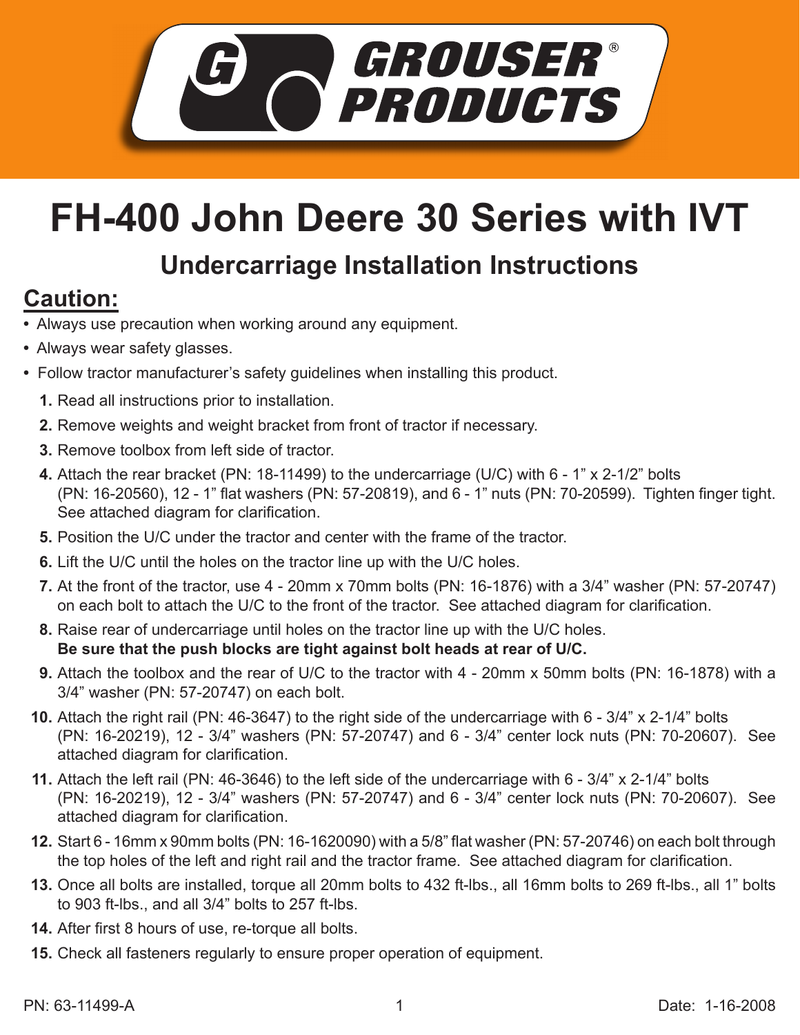# FH-400 John Deere 30 Series with IVT

## Undercarriage Installation Instructions

### Caution:

- Always use precaution when working around any equipment.
- Always wear safety glasses.
- Follow tractor manufacturer's safety guidelines when installing this product.

1. Read all instructions prior to installation.
2. Remove weights and weight bracket from front of tractor if necessary.
3. Remove toolbox from left side of tractor.
4. Attach the rear bracket (PN: 18-11499) to the undercarriage (U/C) with 6 - 1" x 2-1/2" bolts (PN: 16-20560), 12 - 1" flat washers (PN: 57-20819), and 6 - 1" nuts (PN: 70-20599). Tighten finger tight. See attached diagram for clarification.
5. Position the U/C under the tractor and center with the frame of the tractor.
6. Lift the U/C until the holes on the tractor line up with the U/C holes.
7. At the front of the tractor, use 4 - 20mm x 70mm bolts (PN: 16-1876) with a 3/4" washer (PN: 57-20747) on each bolt to attach the U/C to the front of the tractor. See attached diagram for clarification.
8. Raise rear of undercarriage until holes on the tractor line up with the U/C holes. **Be sure that the push blocks are tight against bolt heads at rear of U/C.**
9. Attach the toolbox and the rear of U/C to the tractor with 4 - 20mm x 50mm bolts (PN: 16-1878) with a 3/4" washer (PN: 57-20747) on each bolt.
10. Attach the right rail (PN: 46-3647) to the right side of the undercarriage with 6 - 3/4" x 2-1/4" bolts (PN: 16-20219), 12 - 3/4" washers (PN: 57-20747) and 6 - 3/4" center lock nuts (PN: 70-20607). See attached diagram for clarification.
11. Attach the left rail (PN: 46-3646) to the left side of the undercarriage with 6 - 3/4" x 2-1/4" bolts (PN: 16-20219), 12 - 3/4" washers (PN: 57-20747) and 6 - 3/4" center lock nuts (PN: 70-20607). See attached diagram for clarification.
12. Start 6 - 16mm x 90mm bolts (PN: 16-1620090) with a 5/8" flat washer (PN: 57-20746) on each bolt through the top holes of the left and right rail and the tractor frame. See attached diagram for clarification.
13. Once all bolts are installed, torque all 20mm bolts to 432 ft-lbs., all 16mm bolts to 269 ft-lbs., all 1" bolts to 903 ft-lbs., and all 3/4" bolts to 257 ft-lbs.
14. After first 8 hours of use, re-torque all bolts.
15. Check all fasteners regularly to ensure proper operation of equipment.

PN: 63-11499-A

Date: 1-16-2008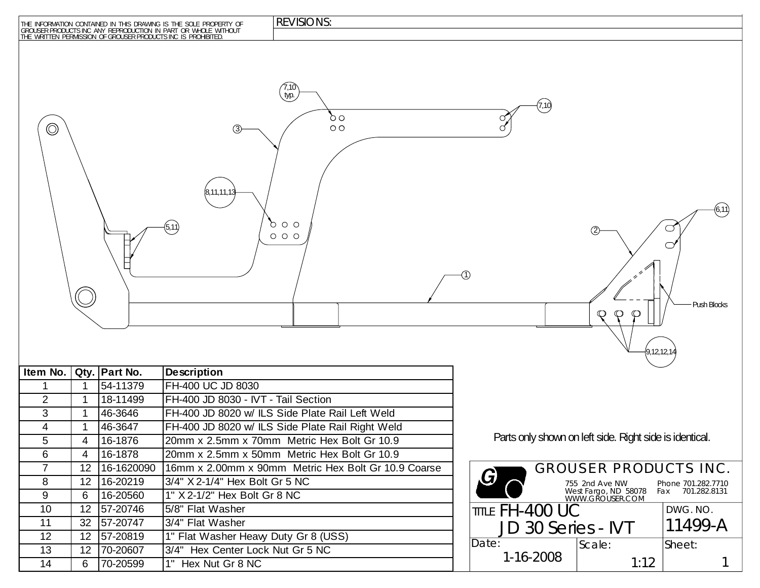THE INFORMATION CONTAINED IN THIS DRAWING IS THE SOLE PROPERTY OF GROUSER PRODUCTS INC ANY REPRODUCTION IN PART OR WHOLE WITHOUT THE WRITTEN PERMISSION OF GROUSER PRODUCTS INC IS PROHIBITED.

REVISIONS:

7,10 typ.

7,10

3

8,11,11,13

5,11

6,11

2

1

Push Blocks

9,12,12,14

| Item No. | Qty. | Part No. | Description |
|---|---|---|---|
| 1 | 1 | 54-11379 | FH-400 UC JD 8030 |
| 2 | 1 | 18-11499 | FH-400 JD 8030 - IVT - Tail Section |
| 3 | 1 | 46-3646 | FH-400 JD 8020 w/ ILS Side Plate Rail Left Weld |
| 4 | 1 | 46-3647 | FH-400 JD 8020 w/ ILS Side Plate Rail Right Weld |
| 5 | 4 | 16-1876 | 20mm x 2.5mm x 70mm Metric Hex Bolt Gr 10.9 |
| 6 | 4 | 16-1878 | 20mm x 2.5mm x 50mm Metric Hex Bolt Gr 10.9 |
| 7 | 12 | 16-1620090 | 16mm x 2.00mm x 90mm Metric Hex Bolt Gr 10.9 Coarse |
| 8 | 12 | 16-20219 | 3/4" X 2-1/4" Hex Bolt Gr 5 NC |
| 9 | 6 | 16-20560 | 1" X 2-1/2" Hex Bolt Gr 8 NC |
| 10 | 12 | 57-20746 | 5/8" Flat Washer |
| 11 | 32 | 57-20747 | 3/4" Flat Washer |
| 12 | 12 | 57-20819 | 1" Flat Washer Heavy Duty Gr 8 (USS) |
| 13 | 12 | 70-20607 | 3/4" Hex Center Lock Nut Gr 5 NC |
| 14 | 6 | 70-20599 | 1" Hex Nut Gr 8 NC |

Parts only shown on left side. Right side is identical.

GROUSER PRODUCTS INC.

755 2nd Ave NW
West Fargo, ND 58078
WWW.GROUSER.COM

Phone 701.282.7710
Fax 701.282.8131

TITLE FH-400 UC JD 30 Series - IVT

DWG. NO. 11499-A

Date: 1-16-2008

Scale: 1:12

Sheet: 1